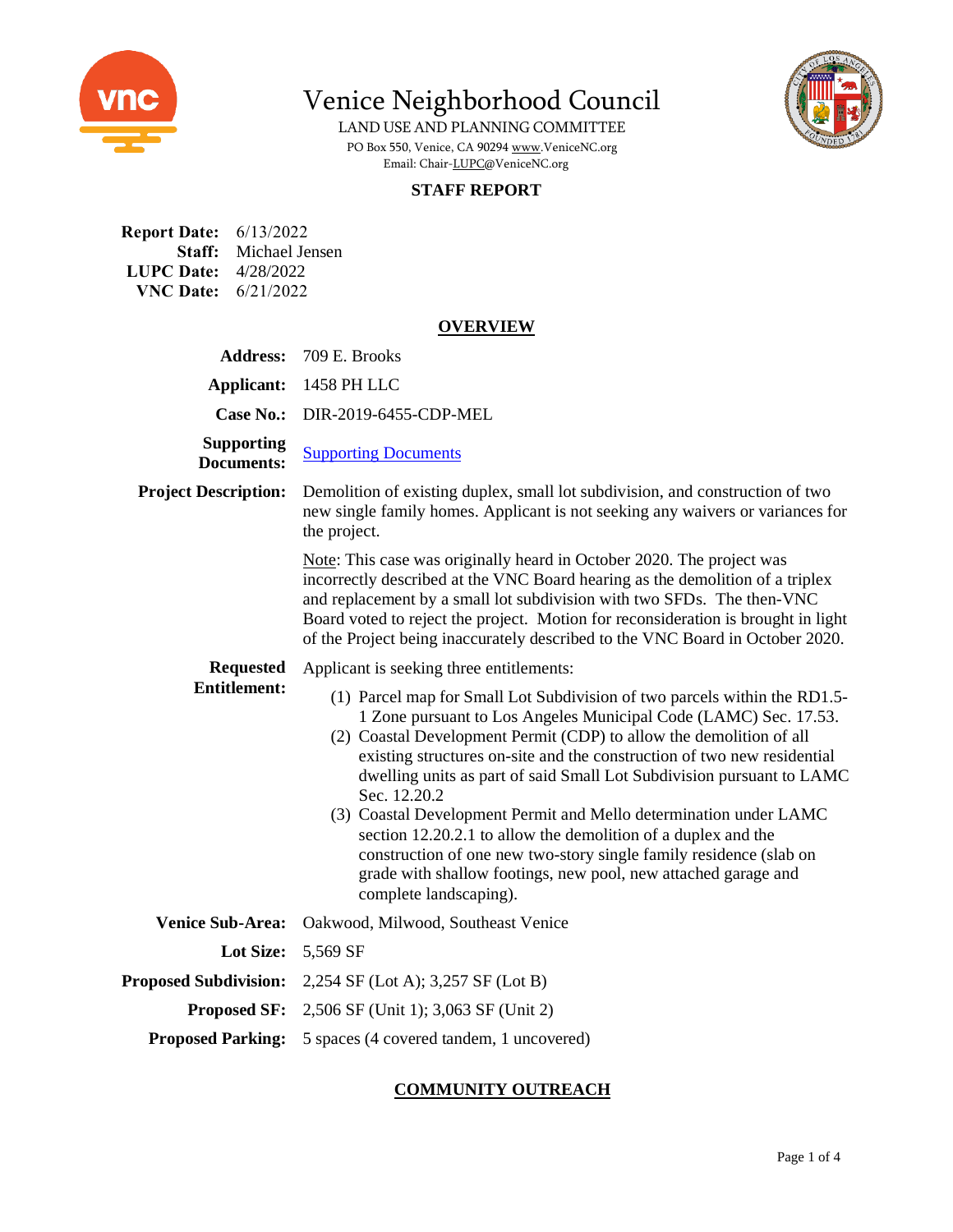# Venice Neighborhood Council

LAND USE AND PLANNING COMMITTEE

PO Box 550, Venice, CA 90294 www.VeniceNC.org

Email: Chair-LUPC@VeniceNC.org

## STAFF REPORT

**Report Date:** 6/13/2022
**Staff:** Michael Jensen
**LUPC Date:** 4/28/2022
**VNC Date:** 6/21/2022

## OVERVIEW

**Address:** 709 E. Brooks

**Applicant:** 1458 PH LLC

**Case No.:** DIR-2019-6455-CDP-MEL

**Supporting Documents:** Supporting Documents

**Project Description:** Demolition of existing duplex, small lot subdivision, and construction of two new single family homes. Applicant is not seeking any waivers or variances for the project.

Note: This case was originally heard in October 2020. The project was incorrectly described at the VNC Board hearing as the demolition of a triplex and replacement by a small lot subdivision with two SFDs. The then-VNC Board voted to reject the project. Motion for reconsideration is brought in light of the Project being inaccurately described to the VNC Board in October 2020.

**Requested Entitlement:** Applicant is seeking three entitlements:

1. Parcel map for Small Lot Subdivision of two parcels within the RD1.5-1 Zone pursuant to Los Angeles Municipal Code (LAMC) Sec. 17.53.
2. Coastal Development Permit (CDP) to allow the demolition of all existing structures on-site and the construction of two new residential dwelling units as part of said Small Lot Subdivision pursuant to LAMC Sec. 12.20.2
3. Coastal Development Permit and Mello determination under LAMC section 12.20.2.1 to allow the demolition of a duplex and the construction of one new two-story single family residence (slab on grade with shallow footings, new pool, new attached garage and complete landscaping).

**Venice Sub-Area:** Oakwood, Milwood, Southeast Venice

**Lot Size:** 5,569 SF

**Proposed Subdivision:** 2,254 SF (Lot A); 3,257 SF (Lot B)

**Proposed SF:** 2,506 SF (Unit 1); 3,063 SF (Unit 2)

**Proposed Parking:** 5 spaces (4 covered tandem, 1 uncovered)

## COMMUNITY OUTREACH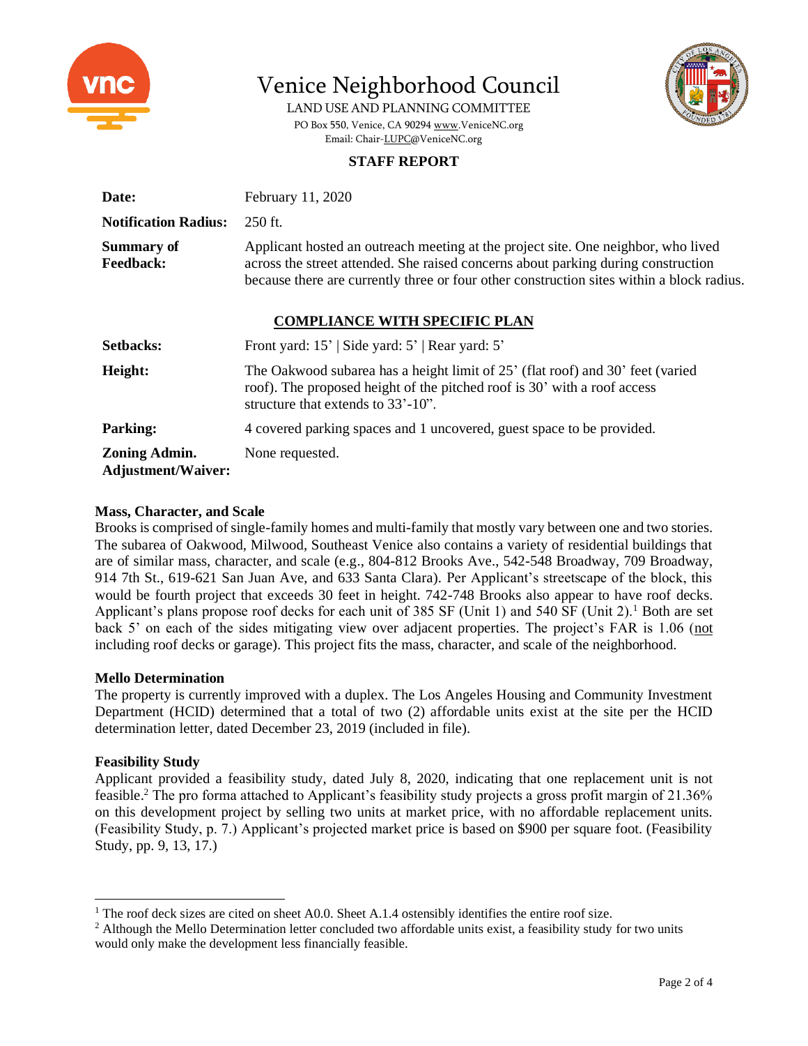# Venice Neighborhood Council

LAND USE AND PLANNING COMMITTEE

PO Box 550, Venice, CA 90294 www.VeniceNC.org

Email: Chair-LUPC@VeniceNC.org

## STAFF REPORT

| | |
|---|---|
| **Date:** | February 11, 2020 |
| **Notification Radius:** | 250 ft. |
| **Summary of Feedback:** | Applicant hosted an outreach meeting at the project site. One neighbor, who lived across the street attended. She raised concerns about parking during construction because there are currently three or four other construction sites within a block radius. |

### COMPLIANCE WITH SPECIFIC PLAN

| | |
|---|---|
| **Setbacks:** | Front yard: 15' \| Side yard: 5' \| Rear yard: 5' |
| **Height:** | The Oakwood subarea has a height limit of 25' (flat roof) and 30' feet (varied roof). The proposed height of the pitched roof is 30' with a roof access structure that extends to 33'-10". |
| **Parking:** | 4 covered parking spaces and 1 uncovered, guest space to be provided. |
| **Zoning Admin. Adjustment/Waiver:** | None requested. |

**Mass, Character, and Scale**

Brooks is comprised of single-family homes and multi-family that mostly vary between one and two stories. The subarea of Oakwood, Milwood, Southeast Venice also contains a variety of residential buildings that are of similar mass, character, and scale (e.g., 804-812 Brooks Ave., 542-548 Broadway, 709 Broadway, 914 7th St., 619-621 San Juan Ave, and 633 Santa Clara). Per Applicant's streetscape of the block, this would be fourth project that exceeds 30 feet in height. 742-748 Brooks also appear to have roof decks. Applicant's plans propose roof decks for each unit of 385 SF (Unit 1) and 540 SF (Unit 2).[1] Both are set back 5' on each of the sides mitigating view over adjacent properties. The project's FAR is 1.06 (not including roof decks or garage). This project fits the mass, character, and scale of the neighborhood.

**Mello Determination**

The property is currently improved with a duplex. The Los Angeles Housing and Community Investment Department (HCID) determined that a total of two (2) affordable units exist at the site per the HCID determination letter, dated December 23, 2019 (included in file).

**Feasibility Study**

Applicant provided a feasibility study, dated July 8, 2020, indicating that one replacement unit is not feasible.[2] The pro forma attached to Applicant's feasibility study projects a gross profit margin of 21.36% on this development project by selling two units at market price, with no affordable replacement units. (Feasibility Study, p. 7.) Applicant's projected market price is based on \$900 per square foot. (Feasibility Study, pp. 9, 13, 17.)

---

[1] The roof deck sizes are cited on sheet A0.0. Sheet A.1.4 ostensibly identifies the entire roof size.

[2] Although the Mello Determination letter concluded two affordable units exist, a feasibility study for two units would only make the development less financially feasible.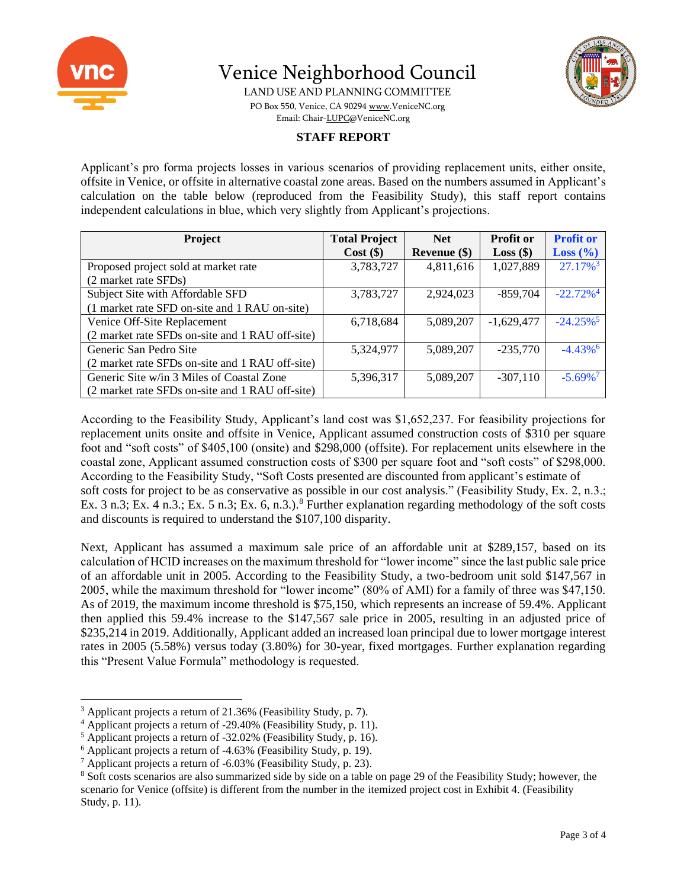Venice Neighborhood Council

LAND USE AND PLANNING COMMITTEE

PO Box 550, Venice, CA 90294 www.VeniceNC.org

Email: Chair-LUPC@VeniceNC.org

**STAFF REPORT**

Applicant's pro forma projects losses in various scenarios of providing replacement units, either onsite, offsite in Venice, or offsite in alternative coastal zone areas. Based on the numbers assumed in Applicant's calculation on the table below (reproduced from the Feasibility Study), this staff report contains independent calculations in blue, which very slightly from Applicant's projections.

| Project | Total Project Cost ($) | Net Revenue ($) | Profit or Loss ($) | Profit or Loss (%) |
|---|---|---|---|---|
| Proposed project sold at market rate (2 market rate SFDs) | 3,783,727 | 4,811,616 | 1,027,889 | 27.17%[3] |
| Subject Site with Affordable SFD (1 market rate SFD on-site and 1 RAU on-site) | 3,783,727 | 2,924,023 | -859,704 | -22.72%[4] |
| Venice Off-Site Replacement (2 market rate SFDs on-site and 1 RAU off-site) | 6,718,684 | 5,089,207 | -1,629,477 | -24.25%[5] |
| Generic San Pedro Site (2 market rate SFDs on-site and 1 RAU off-site) | 5,324,977 | 5,089,207 | -235,770 | -4.43%[6] |
| Generic Site w/in 3 Miles of Coastal Zone (2 market rate SFDs on-site and 1 RAU off-site) | 5,396,317 | 5,089,207 | -307,110 | -5.69%[7] |

According to the Feasibility Study, Applicant's land cost was $1,652,237. For feasibility projections for replacement units onsite and offsite in Venice, Applicant assumed construction costs of $310 per square foot and "soft costs" of $405,100 (onsite) and $298,000 (offsite). For replacement units elsewhere in the coastal zone, Applicant assumed construction costs of $300 per square foot and "soft costs" of $298,000. According to the Feasibility Study, "Soft Costs presented are discounted from applicant's estimate of soft costs for project to be as conservative as possible in our cost analysis." (Feasibility Study, Ex. 2, n.3.; Ex. 3 n.3; Ex. 4 n.3.; Ex. 5 n.3; Ex. 6, n.3.).[8] Further explanation regarding methodology of the soft costs and discounts is required to understand the $107,100 disparity.

Next, Applicant has assumed a maximum sale price of an affordable unit at $289,157, based on its calculation of HCID increases on the maximum threshold for "lower income" since the last public sale price of an affordable unit in 2005. According to the Feasibility Study, a two-bedroom unit sold $147,567 in 2005, while the maximum threshold for "lower income" (80% of AMI) for a family of three was $47,150. As of 2019, the maximum income threshold is $75,150, which represents an increase of 59.4%. Applicant then applied this 59.4% increase to the $147,567 sale price in 2005, resulting in an adjusted price of $235,214 in 2019. Additionally, Applicant added an increased loan principal due to lower mortgage interest rates in 2005 (5.58%) versus today (3.80%) for 30-year, fixed mortgages. Further explanation regarding this "Present Value Formula" methodology is requested.

---

[3] Applicant projects a return of 21.36% (Feasibility Study, p. 7).

[4] Applicant projects a return of -29.40% (Feasibility Study, p. 11).

[5] Applicant projects a return of -32.02% (Feasibility Study, p. 16).

[6] Applicant projects a return of -4.63% (Feasibility Study, p. 19).

[7] Applicant projects a return of -6.03% (Feasibility Study, p. 23).

[8] Soft costs scenarios are also summarized side by side on a table on page 29 of the Feasibility Study; however, the scenario for Venice (offsite) is different from the number in the itemized project cost in Exhibit 4. (Feasibility Study, p. 11).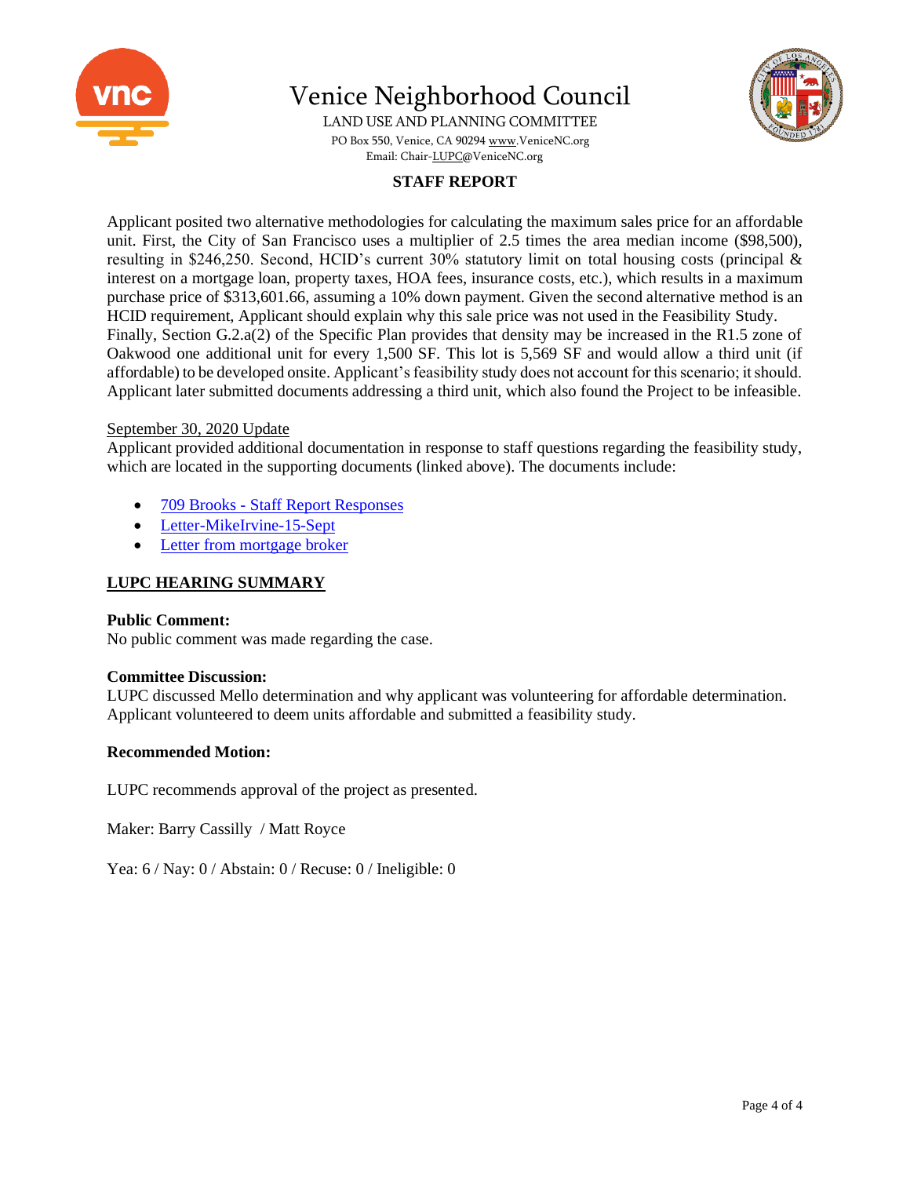# Venice Neighborhood Council

LAND USE AND PLANNING COMMITTEE

PO Box 550, Venice, CA 90294 www.VeniceNC.org

Email: Chair-LUPC@VeniceNC.org

## STAFF REPORT

Applicant posited two alternative methodologies for calculating the maximum sales price for an affordable unit. First, the City of San Francisco uses a multiplier of 2.5 times the area median income ($98,500), resulting in $246,250. Second, HCID's current 30% statutory limit on total housing costs (principal & interest on a mortgage loan, property taxes, HOA fees, insurance costs, etc.), which results in a maximum purchase price of $313,601.66, assuming a 10% down payment. Given the second alternative method is an HCID requirement, Applicant should explain why this sale price was not used in the Feasibility Study.

Finally, Section G.2.a(2) of the Specific Plan provides that density may be increased in the R1.5 zone of Oakwood one additional unit for every 1,500 SF. This lot is 5,569 SF and would allow a third unit (if affordable) to be developed onsite. Applicant's feasibility study does not account for this scenario; it should. Applicant later submitted documents addressing a third unit, which also found the Project to be infeasible.

September 30, 2020 Update

Applicant provided additional documentation in response to staff questions regarding the feasibility study, which are located in the supporting documents (linked above). The documents include:

- 709 Brooks - Staff Report Responses
- Letter-MikeIrvine-15-Sept
- Letter from mortgage broker

## LUPC HEARING SUMMARY

**Public Comment:**
No public comment was made regarding the case.

**Committee Discussion:**
LUPC discussed Mello determination and why applicant was volunteering for affordable determination. Applicant volunteered to deem units affordable and submitted a feasibility study.

**Recommended Motion:**

LUPC recommends approval of the project as presented.

Maker: Barry Cassilly / Matt Royce

Yea: 6 / Nay: 0 / Abstain: 0 / Recuse: 0 / Ineligible: 0